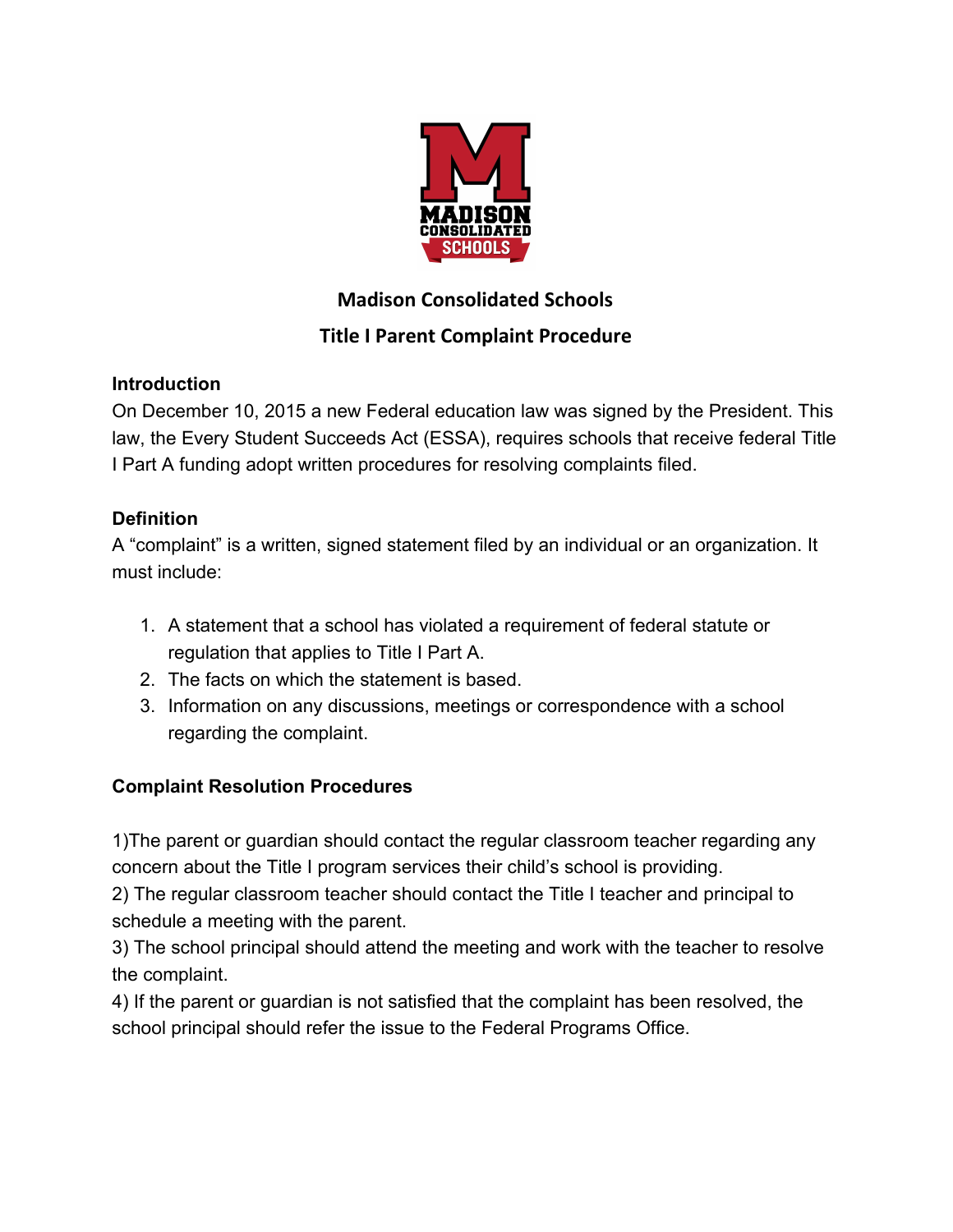# Madison Consolidated Schools

## Title I Parent Complaint Procedure

### Introduction

On December 10, 2015 a new Federal education law was signed by the President. This law, the Every Student Succeeds Act (ESSA), requires schools that receive federal Title I Part A funding adopt written procedures for resolving complaints filed.

### Definition

A "complaint" is a written, signed statement filed by an individual or an organization. It must include:

1. A statement that a school has violated a requirement of federal statute or regulation that applies to Title I Part A.
2. The facts on which the statement is based.
3. Information on any discussions, meetings or correspondence with a school regarding the complaint.

### Complaint Resolution Procedures

1)The parent or guardian should contact the regular classroom teacher regarding any concern about the Title I program services their child's school is providing.
2) The regular classroom teacher should contact the Title I teacher and principal to schedule a meeting with the parent.
3) The school principal should attend the meeting and work with the teacher to resolve the complaint.
4) If the parent or guardian is not satisfied that the complaint has been resolved, the school principal should refer the issue to the Federal Programs Office.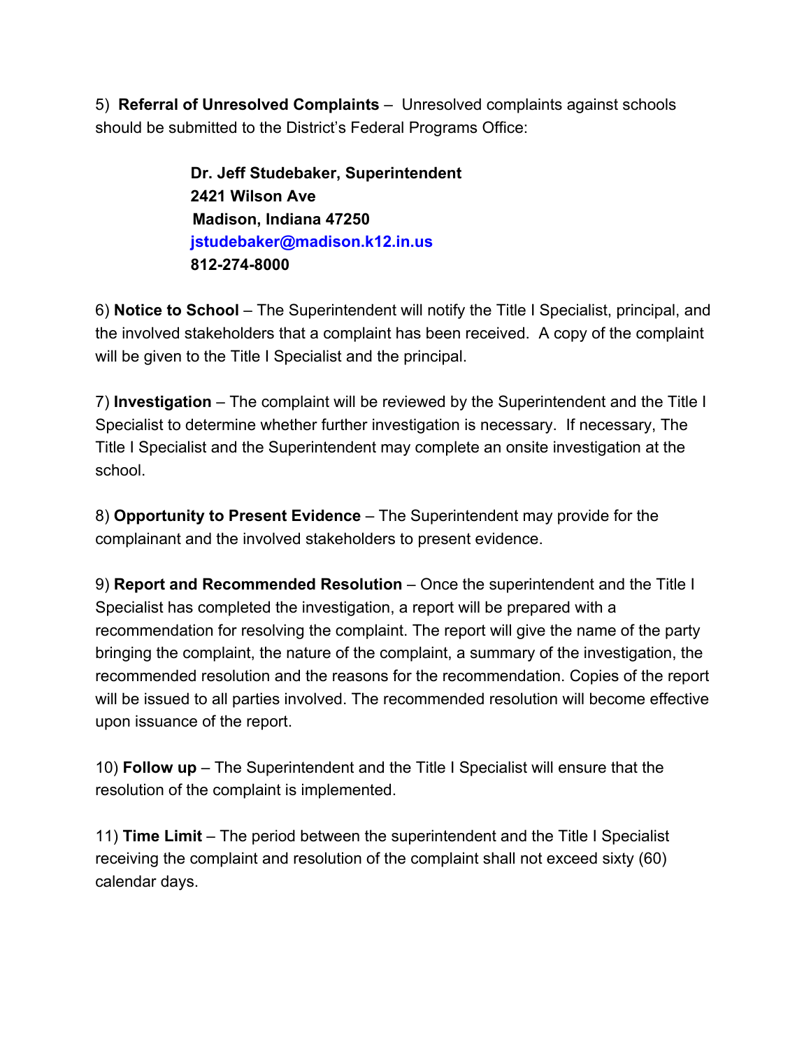5) **Referral of Unresolved Complaints** – Unresolved complaints against schools should be submitted to the District's Federal Programs Office:

> **Dr. Jeff Studebaker, Superintendent**
> **2421 Wilson Ave**
> **Madison, Indiana 47250**
> **jstudebaker@madison.k12.in.us**
> **812-274-8000**

6) **Notice to School** – The Superintendent will notify the Title I Specialist, principal, and the involved stakeholders that a complaint has been received. A copy of the complaint will be given to the Title I Specialist and the principal.

7) **Investigation** – The complaint will be reviewed by the Superintendent and the Title I Specialist to determine whether further investigation is necessary. If necessary, The Title I Specialist and the Superintendent may complete an onsite investigation at the school.

8) **Opportunity to Present Evidence** – The Superintendent may provide for the complainant and the involved stakeholders to present evidence.

9) **Report and Recommended Resolution** – Once the superintendent and the Title I Specialist has completed the investigation, a report will be prepared with a recommendation for resolving the complaint. The report will give the name of the party bringing the complaint, the nature of the complaint, a summary of the investigation, the recommended resolution and the reasons for the recommendation. Copies of the report will be issued to all parties involved. The recommended resolution will become effective upon issuance of the report.

10) **Follow up** – The Superintendent and the Title I Specialist will ensure that the resolution of the complaint is implemented.

11) **Time Limit** – The period between the superintendent and the Title I Specialist receiving the complaint and resolution of the complaint shall not exceed sixty (60) calendar days.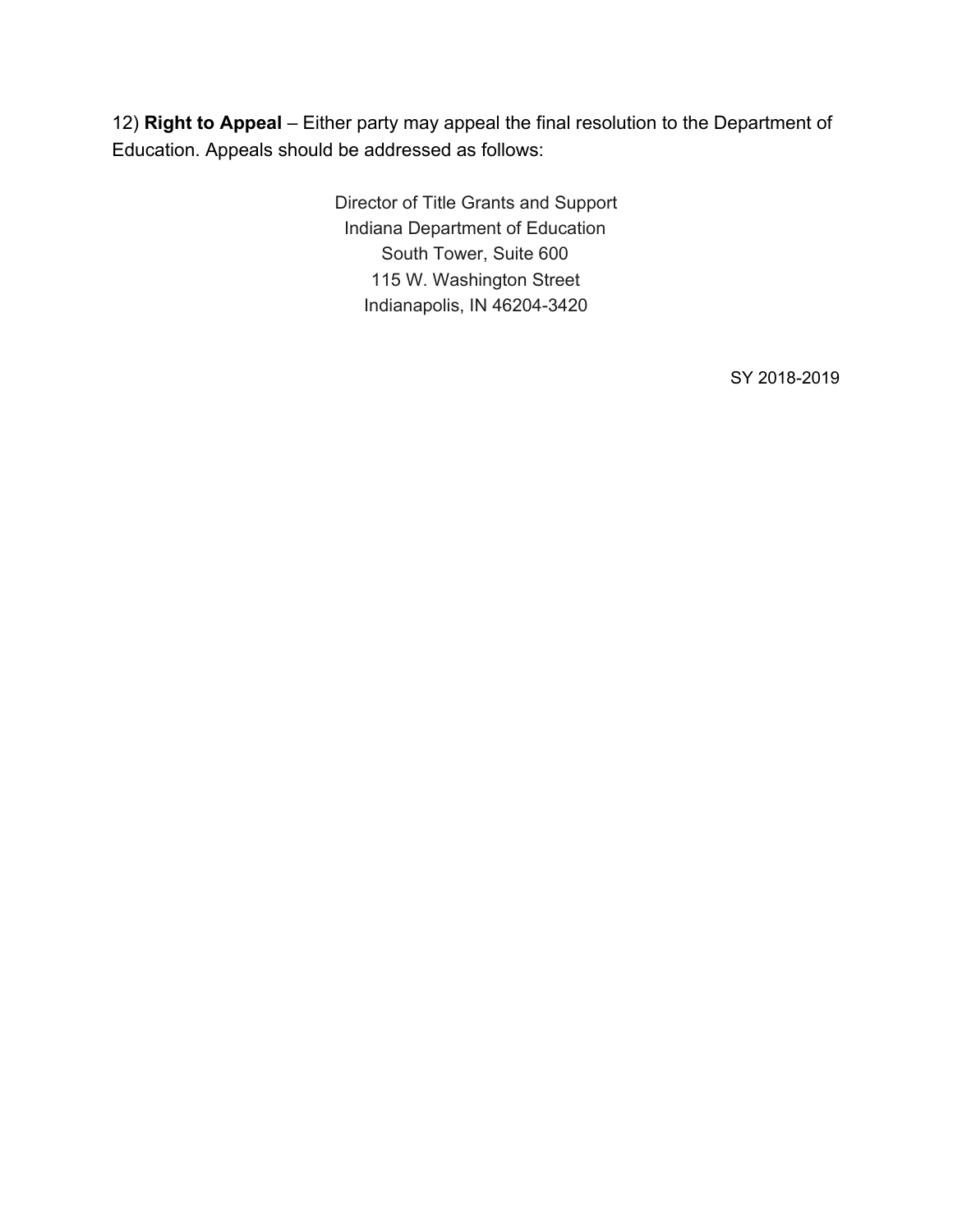12) **Right to Appeal** – Either party may appeal the final resolution to the Department of Education. Appeals should be addressed as follows:

Director of Title Grants and Support
Indiana Department of Education
South Tower, Suite 600
115 W. Washington Street
Indianapolis, IN 46204-3420

SY 2018-2019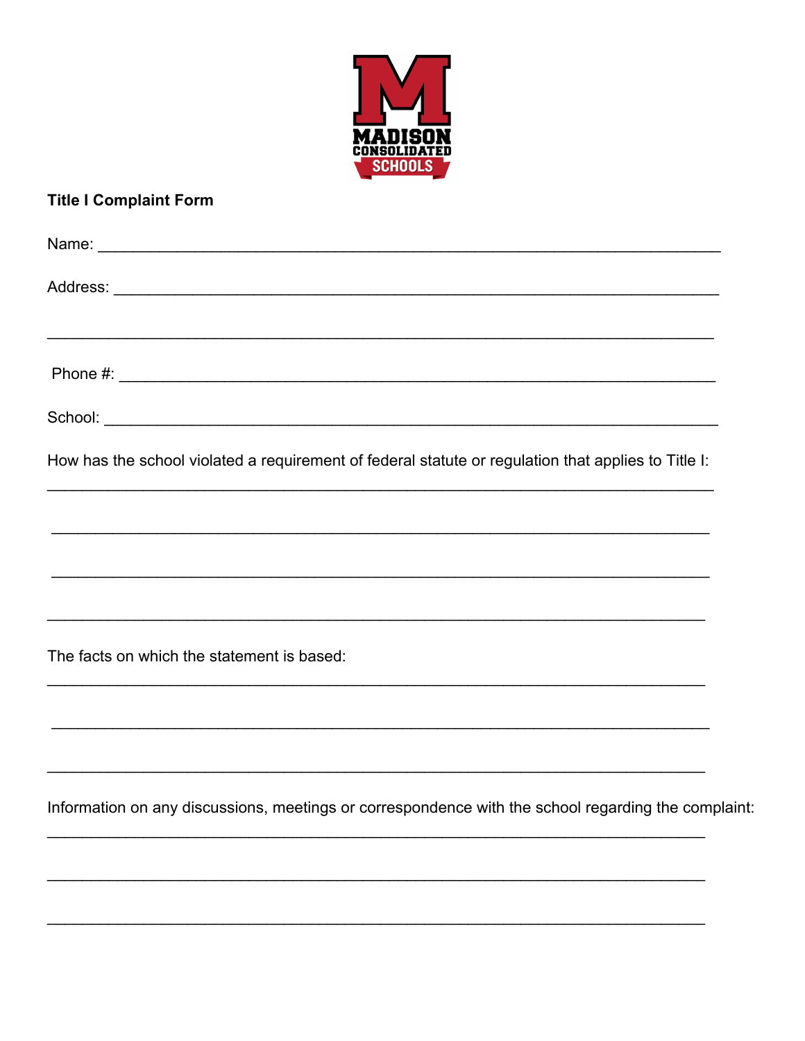MADISON CONSOLIDATED SCHOOLS

**Title I Complaint Form**

Name: ___________________________________________________________________

Address: _________________________________________________________________

_________________________________________________________________________

Phone #: _________________________________________________________________

School: __________________________________________________________________

How has the school violated a requirement of federal statute or regulation that applies to Title I:

_________________________________________________________________________

_________________________________________________________________________

_________________________________________________________________________

_________________________________________________________________________

The facts on which the statement is based:

_________________________________________________________________________

_________________________________________________________________________

_________________________________________________________________________

Information on any discussions, meetings or correspondence with the school regarding the complaint:

_________________________________________________________________________

_________________________________________________________________________

_________________________________________________________________________